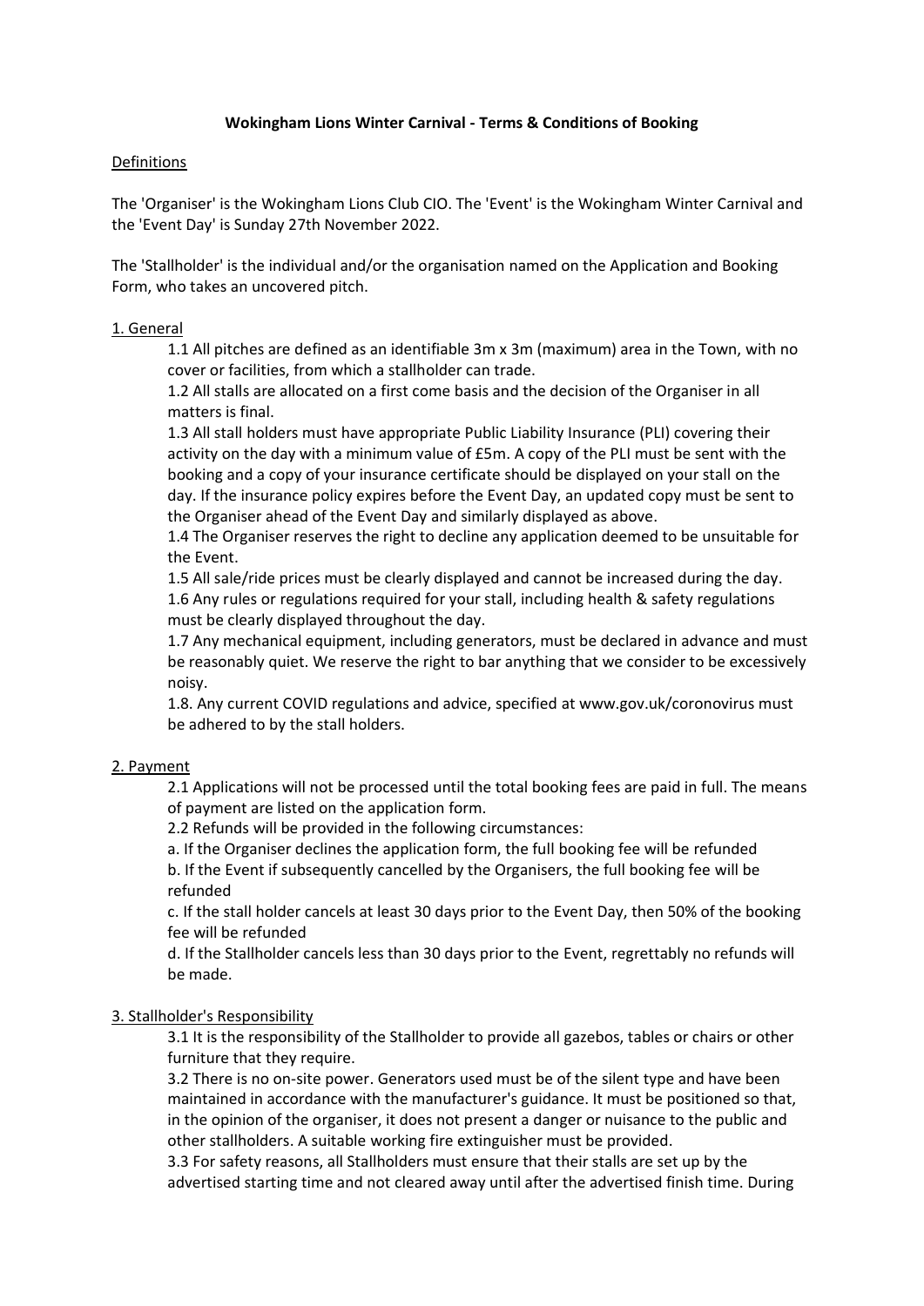**Wokingham Lions Winter Carnival - Terms & Conditions of Booking**

Definitions

The 'Organiser' is the Wokingham Lions Club CIO. The 'Event' is the Wokingham Winter Carnival and the 'Event Day' is Sunday 27th November 2022.

The 'Stallholder' is the individual and/or the organisation named on the Application and Booking Form, who takes an uncovered pitch.

1. General

1.1 All pitches are defined as an identifiable 3m x 3m (maximum) area in the Town, with no cover or facilities, from which a stallholder can trade.
1.2 All stalls are allocated on a first come basis and the decision of the Organiser in all matters is final.
1.3 All stall holders must have appropriate Public Liability Insurance (PLI) covering their activity on the day with a minimum value of £5m. A copy of the PLI must be sent with the booking and a copy of your insurance certificate should be displayed on your stall on the day. If the insurance policy expires before the Event Day, an updated copy must be sent to the Organiser ahead of the Event Day and similarly displayed as above.
1.4 The Organiser reserves the right to decline any application deemed to be unsuitable for the Event.
1.5 All sale/ride prices must be clearly displayed and cannot be increased during the day.
1.6 Any rules or regulations required for your stall, including health & safety regulations must be clearly displayed throughout the day.
1.7 Any mechanical equipment, including generators, must be declared in advance and must be reasonably quiet. We reserve the right to bar anything that we consider to be excessively noisy.
1.8. Any current COVID regulations and advice, specified at www.gov.uk/coronovirus must be adhered to by the stall holders.

2. Payment

2.1 Applications will not be processed until the total booking fees are paid in full. The means of payment are listed on the application form.
2.2 Refunds will be provided in the following circumstances:
a. If the Organiser declines the application form, the full booking fee will be refunded
b. If the Event if subsequently cancelled by the Organisers, the full booking fee will be refunded
c. If the stall holder cancels at least 30 days prior to the Event Day, then 50% of the booking fee will be refunded
d. If the Stallholder cancels less than 30 days prior to the Event, regrettably no refunds will be made.

3. Stallholder's Responsibility

3.1 It is the responsibility of the Stallholder to provide all gazebos, tables or chairs or other furniture that they require.
3.2 There is no on-site power. Generators used must be of the silent type and have been maintained in accordance with the manufacturer's guidance. It must be positioned so that, in the opinion of the organiser, it does not present a danger or nuisance to the public and other stallholders. A suitable working fire extinguisher must be provided.
3.3 For safety reasons, all Stallholders must ensure that their stalls are set up by the advertised starting time and not cleared away until after the advertised finish time. During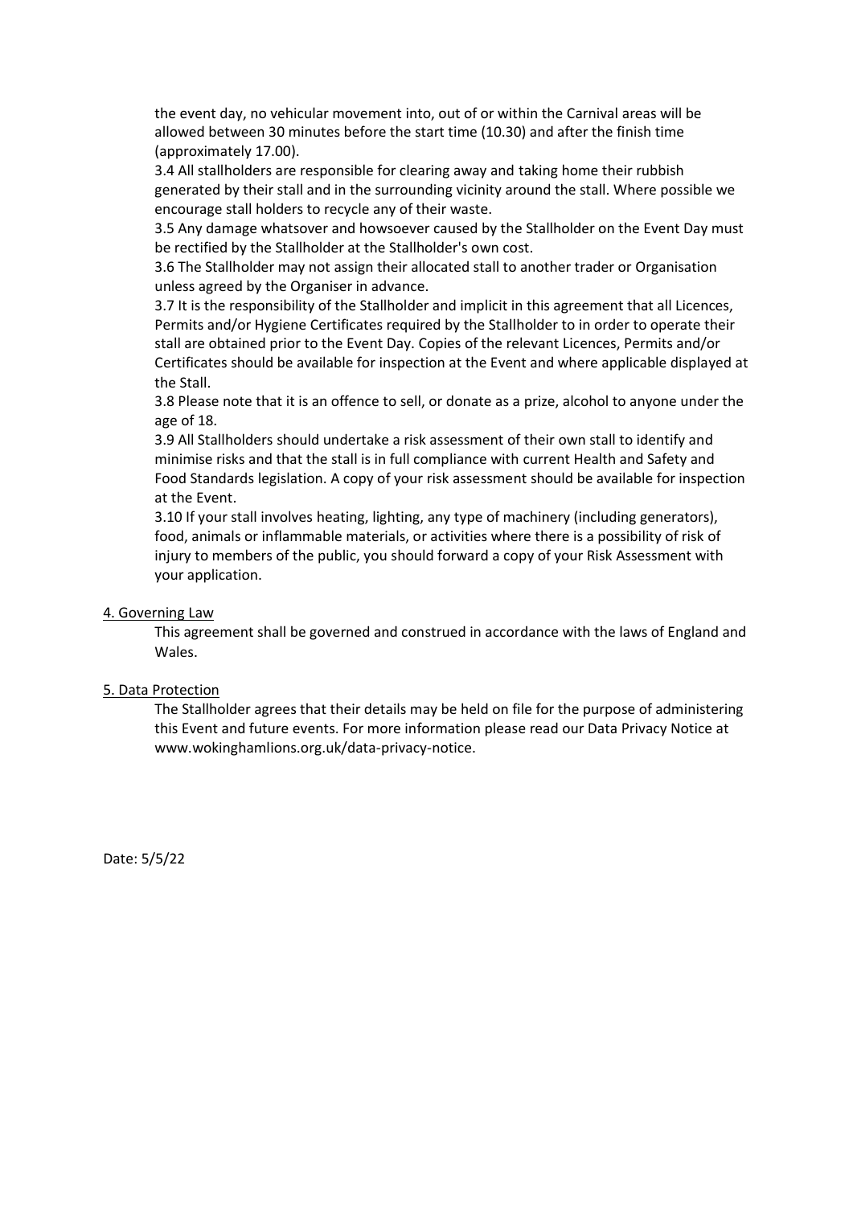the event day, no vehicular movement into, out of or within the Carnival areas will be allowed between 30 minutes before the start time (10.30) and after the finish time (approximately 17.00).

3.4 All stallholders are responsible for clearing away and taking home their rubbish generated by their stall and in the surrounding vicinity around the stall. Where possible we encourage stall holders to recycle any of their waste.

3.5 Any damage whatsover and howsoever caused by the Stallholder on the Event Day must be rectified by the Stallholder at the Stallholder's own cost.

3.6 The Stallholder may not assign their allocated stall to another trader or Organisation unless agreed by the Organiser in advance.

3.7 It is the responsibility of the Stallholder and implicit in this agreement that all Licences, Permits and/or Hygiene Certificates required by the Stallholder to in order to operate their stall are obtained prior to the Event Day. Copies of the relevant Licences, Permits and/or Certificates should be available for inspection at the Event and where applicable displayed at the Stall.

3.8 Please note that it is an offence to sell, or donate as a prize, alcohol to anyone under the age of 18.

3.9 All Stallholders should undertake a risk assessment of their own stall to identify and minimise risks and that the stall is in full compliance with current Health and Safety and Food Standards legislation. A copy of your risk assessment should be available for inspection at the Event.

3.10 If your stall involves heating, lighting, any type of machinery (including generators), food, animals or inflammable materials, or activities where there is a possibility of risk of injury to members of the public, you should forward a copy of your Risk Assessment with your application.

## 4. Governing Law

This agreement shall be governed and construed in accordance with the laws of England and Wales.

## 5. Data Protection

The Stallholder agrees that their details may be held on file for the purpose of administering this Event and future events. For more information please read our Data Privacy Notice at www.wokinghamlions.org.uk/data-privacy-notice.

Date: 5/5/22